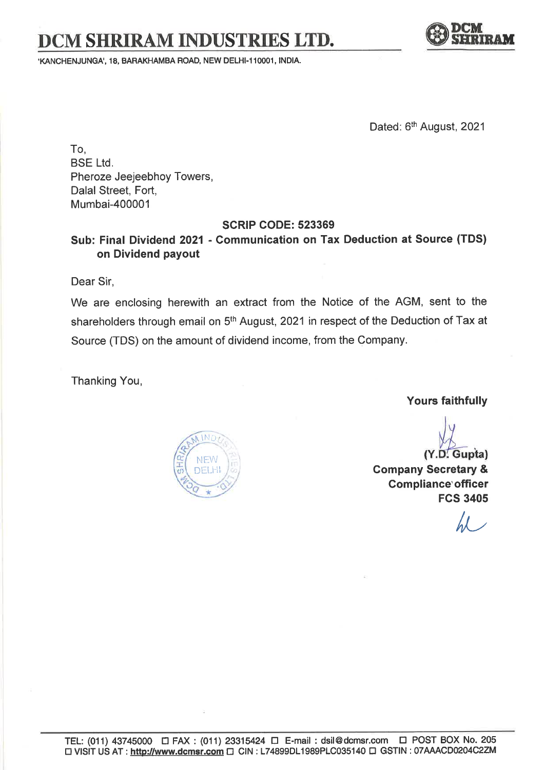# DCM SHRIRAM INDUSTRIES LTD.

'KANCHENJUNGA', 18, BARAKHAMBA ROAD, NEW DELHI-110001, INDIA.

Dated: 6th August, 2021

To,
BSE Ltd.
Pheroze Jeejeebhoy Towers,
Dalal Street, Fort,
Mumbai-400001

**SCRIP CODE: 523369**

**Sub: Final Dividend 2021 - Communication on Tax Deduction at Source (TDS) on Dividend payout**

Dear Sir,

We are enclosing herewith an extract from the Notice of the AGM, sent to the shareholders through email on 5th August, 2021 in respect of the Deduction of Tax at Source (TDS) on the amount of dividend income, from the Company.

Thanking You,

**Yours faithfully**

**(Y.D. Gupta)**
**Company Secretary &**
**Compliance officer**
**FCS 3405**

TEL: (011) 43745000 ☐ FAX : (011) 23315424 ☐ E-mail : dsil@dcmsr.com ☐ POST BOX No. 205
☐ VISIT US AT : http://www.dcmsr.com ☐ CIN : L74899DL1989PLC035140 ☐ GSTIN : 07AAACD0204C2ZM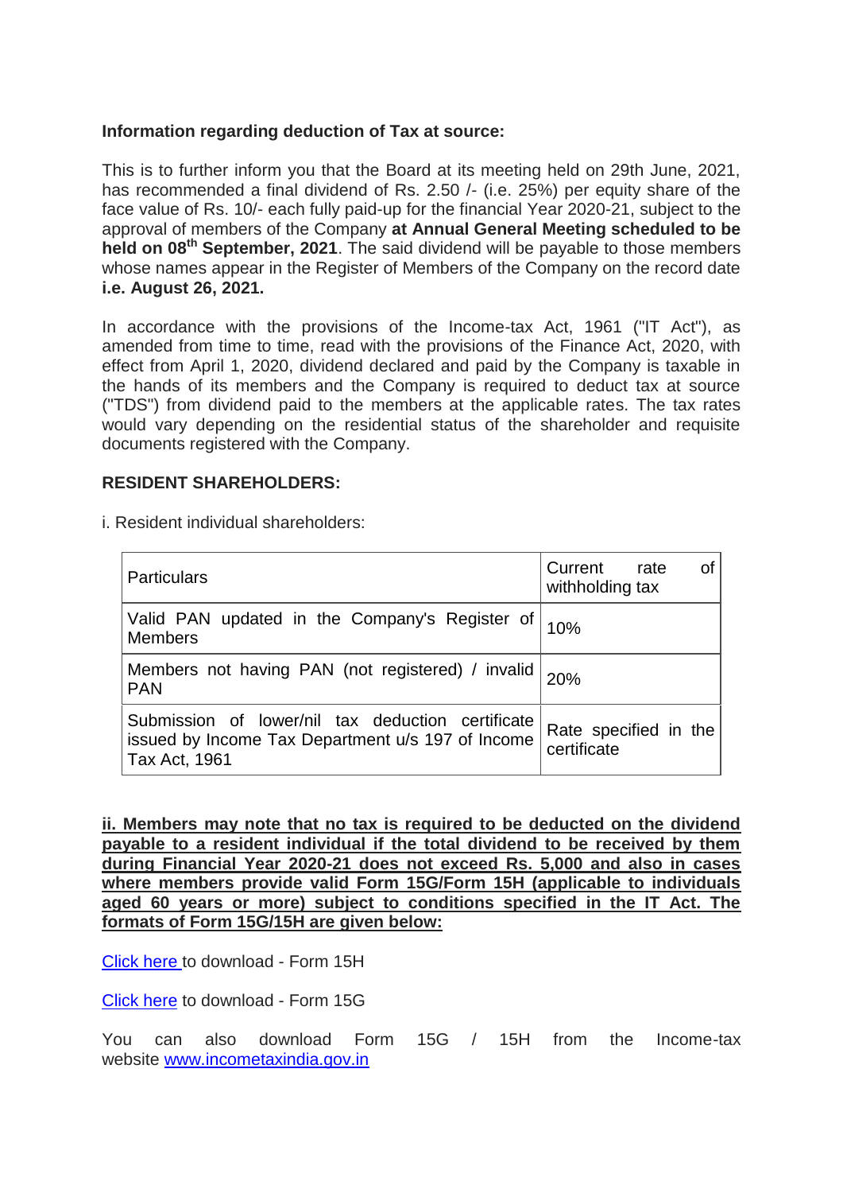**Information regarding deduction of Tax at source:**

This is to further inform you that the Board at its meeting held on 29th June, 2021, has recommended a final dividend of Rs. 2.50 /- (i.e. 25%) per equity share of the face value of Rs. 10/- each fully paid-up for the financial Year 2020-21, subject to the approval of members of the Company **at Annual General Meeting scheduled to be held on 08th September, 2021**. The said dividend will be payable to those members whose names appear in the Register of Members of the Company on the record date **i.e. August 26, 2021.**

In accordance with the provisions of the Income-tax Act, 1961 ("IT Act"), as amended from time to time, read with the provisions of the Finance Act, 2020, with effect from April 1, 2020, dividend declared and paid by the Company is taxable in the hands of its members and the Company is required to deduct tax at source ("TDS") from dividend paid to the members at the applicable rates. The tax rates would vary depending on the residential status of the shareholder and requisite documents registered with the Company.

**RESIDENT SHAREHOLDERS:**

i. Resident individual shareholders:

| Particulars | Current rate of withholding tax |
|---|---|
| Valid PAN updated in the Company's Register of Members | 10% |
| Members not having PAN (not registered) / invalid PAN | 20% |
| Submission of lower/nil tax deduction certificate issued by Income Tax Department u/s 197 of Income Tax Act, 1961 | Rate specified in the certificate |

**ii. Members may note that no tax is required to be deducted on the dividend payable to a resident individual if the total dividend to be received by them during Financial Year 2020-21 does not exceed Rs. 5,000 and also in cases where members provide valid Form 15G/Form 15H (applicable to individuals aged 60 years or more) subject to conditions specified in the IT Act. The formats of Form 15G/15H are given below:**

Click here to download - Form 15H

Click here to download - Form 15G

You can also download Form 15G / 15H from the Income-tax website www.incometaxindia.gov.in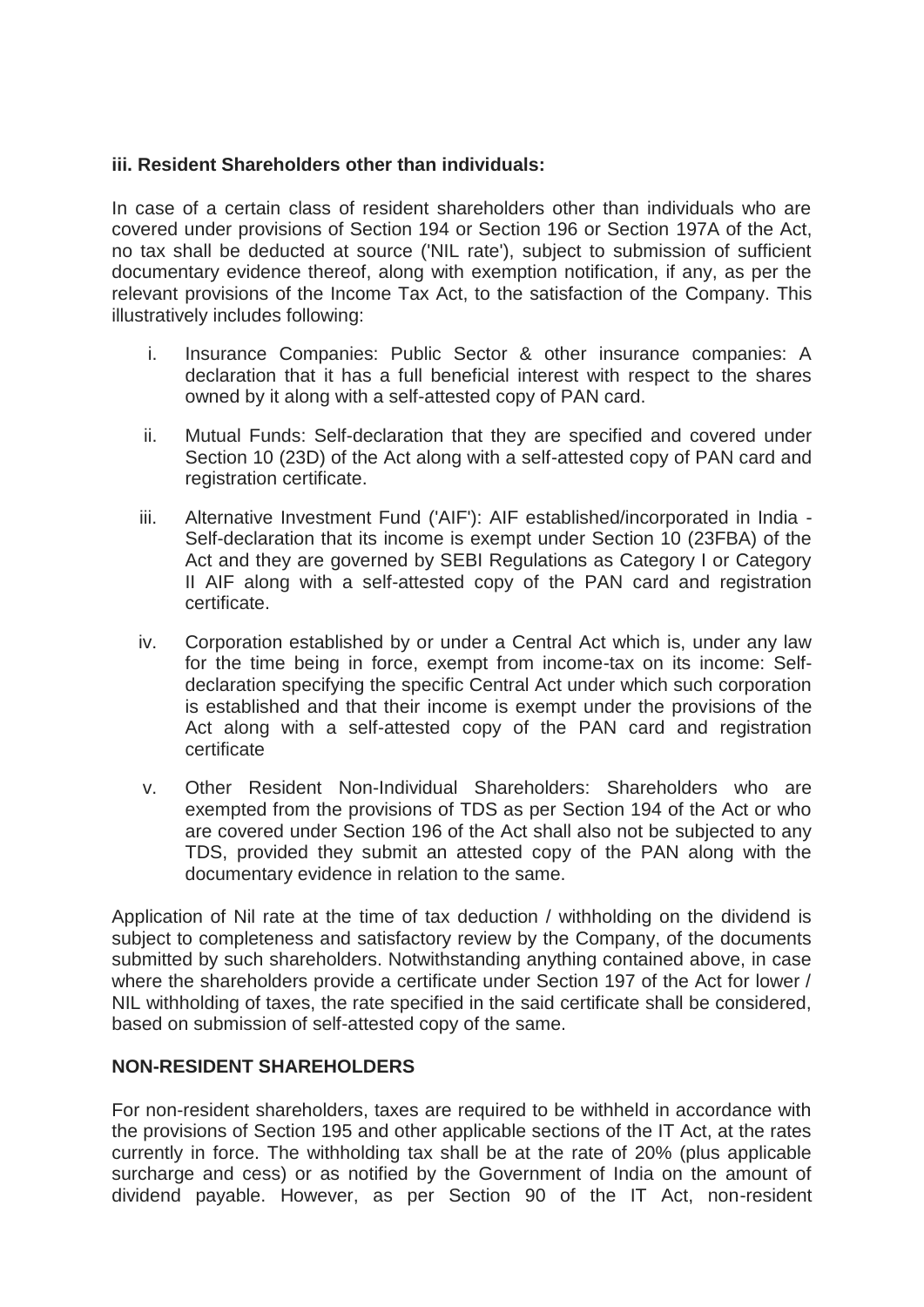**iii. Resident Shareholders other than individuals:**

In case of a certain class of resident shareholders other than individuals who are covered under provisions of Section 194 or Section 196 or Section 197A of the Act, no tax shall be deducted at source ('NIL rate'), subject to submission of sufficient documentary evidence thereof, along with exemption notification, if any, as per the relevant provisions of the Income Tax Act, to the satisfaction of the Company. This illustratively includes following:

i. Insurance Companies: Public Sector & other insurance companies: A declaration that it has a full beneficial interest with respect to the shares owned by it along with a self-attested copy of PAN card.

ii. Mutual Funds: Self-declaration that they are specified and covered under Section 10 (23D) of the Act along with a self-attested copy of PAN card and registration certificate.

iii. Alternative Investment Fund ('AIF'): AIF established/incorporated in India - Self-declaration that its income is exempt under Section 10 (23FBA) of the Act and they are governed by SEBI Regulations as Category I or Category II AIF along with a self-attested copy of the PAN card and registration certificate.

iv. Corporation established by or under a Central Act which is, under any law for the time being in force, exempt from income-tax on its income: Self-declaration specifying the specific Central Act under which such corporation is established and that their income is exempt under the provisions of the Act along with a self-attested copy of the PAN card and registration certificate

v. Other Resident Non-Individual Shareholders: Shareholders who are exempted from the provisions of TDS as per Section 194 of the Act or who are covered under Section 196 of the Act shall also not be subjected to any TDS, provided they submit an attested copy of the PAN along with the documentary evidence in relation to the same.

Application of Nil rate at the time of tax deduction / withholding on the dividend is subject to completeness and satisfactory review by the Company, of the documents submitted by such shareholders. Notwithstanding anything contained above, in case where the shareholders provide a certificate under Section 197 of the Act for lower / NIL withholding of taxes, the rate specified in the said certificate shall be considered, based on submission of self-attested copy of the same.

**NON-RESIDENT SHAREHOLDERS**

For non-resident shareholders, taxes are required to be withheld in accordance with the provisions of Section 195 and other applicable sections of the IT Act, at the rates currently in force. The withholding tax shall be at the rate of 20% (plus applicable surcharge and cess) or as notified by the Government of India on the amount of dividend payable. However, as per Section 90 of the IT Act, non-resident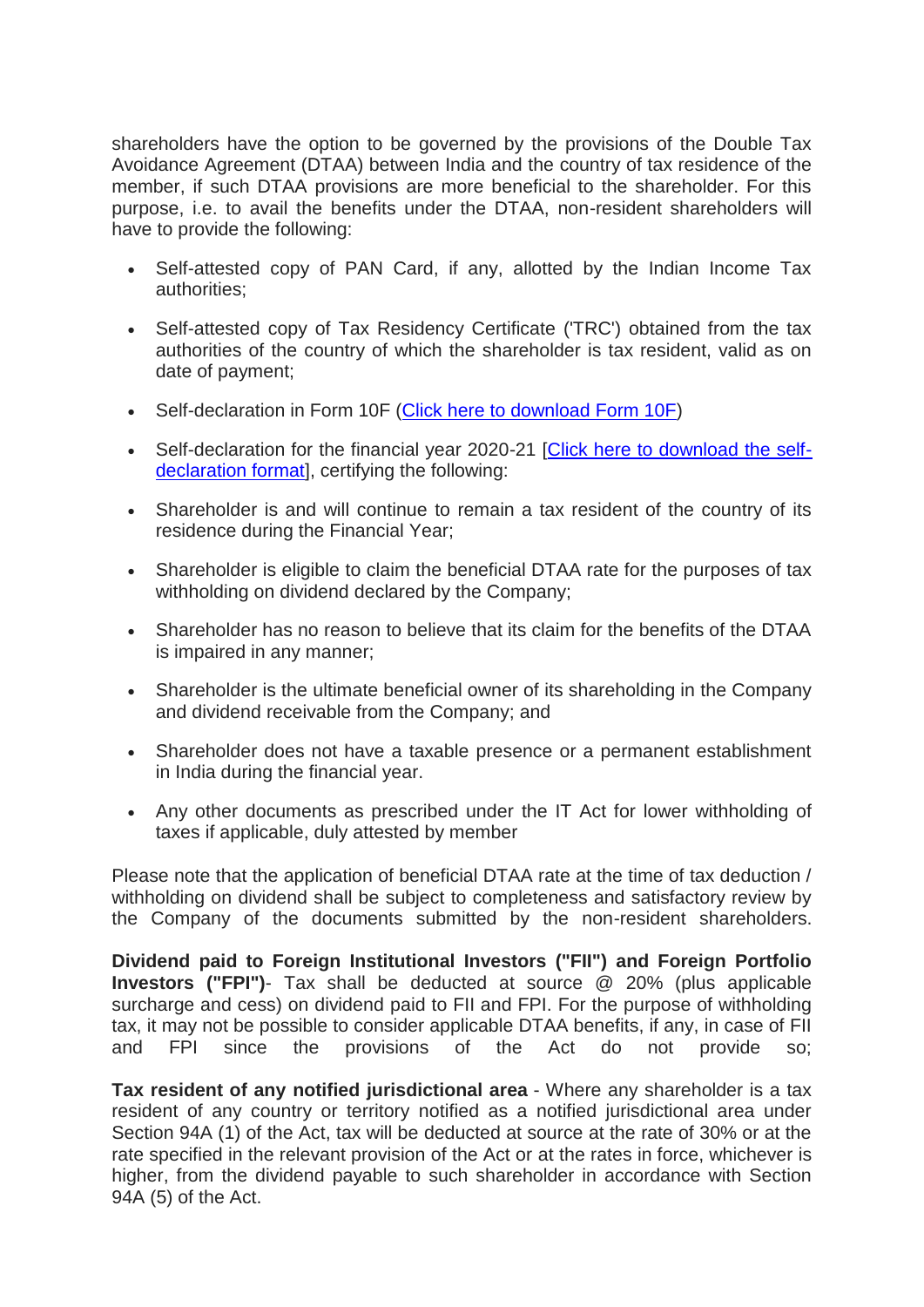shareholders have the option to be governed by the provisions of the Double Tax Avoidance Agreement (DTAA) between India and the country of tax residence of the member, if such DTAA provisions are more beneficial to the shareholder. For this purpose, i.e. to avail the benefits under the DTAA, non-resident shareholders will have to provide the following:

- Self-attested copy of PAN Card, if any, allotted by the Indian Income Tax authorities;
- Self-attested copy of Tax Residency Certificate ('TRC') obtained from the tax authorities of the country of which the shareholder is tax resident, valid as on date of payment;
- Self-declaration in Form 10F (Click here to download Form 10F)
- Self-declaration for the financial year 2020-21 [Click here to download the self-declaration format], certifying the following:
- Shareholder is and will continue to remain a tax resident of the country of its residence during the Financial Year;
- Shareholder is eligible to claim the beneficial DTAA rate for the purposes of tax withholding on dividend declared by the Company;
- Shareholder has no reason to believe that its claim for the benefits of the DTAA is impaired in any manner;
- Shareholder is the ultimate beneficial owner of its shareholding in the Company and dividend receivable from the Company; and
- Shareholder does not have a taxable presence or a permanent establishment in India during the financial year.
- Any other documents as prescribed under the IT Act for lower withholding of taxes if applicable, duly attested by member

Please note that the application of beneficial DTAA rate at the time of tax deduction / withholding on dividend shall be subject to completeness and satisfactory review by the Company of the documents submitted by the non-resident shareholders.

**Dividend paid to Foreign Institutional Investors ("FII") and Foreign Portfolio Investors ("FPI")**- Tax shall be deducted at source @ 20% (plus applicable surcharge and cess) on dividend paid to FII and FPI. For the purpose of withholding tax, it may not be possible to consider applicable DTAA benefits, if any, in case of FII and FPI since the provisions of the Act do not provide so;

**Tax resident of any notified jurisdictional area** - Where any shareholder is a tax resident of any country or territory notified as a notified jurisdictional area under Section 94A (1) of the Act, tax will be deducted at source at the rate of 30% or at the rate specified in the relevant provision of the Act or at the rates in force, whichever is higher, from the dividend payable to such shareholder in accordance with Section 94A (5) of the Act.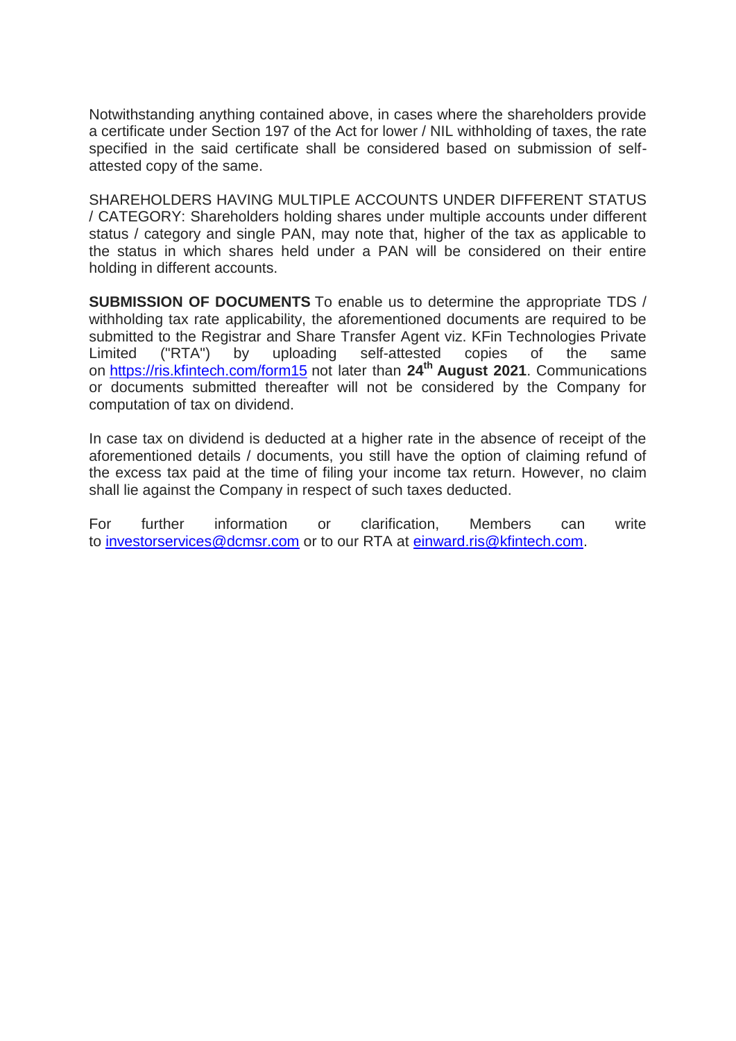Notwithstanding anything contained above, in cases where the shareholders provide a certificate under Section 197 of the Act for lower / NIL withholding of taxes, the rate specified in the said certificate shall be considered based on submission of self-attested copy of the same.

SHAREHOLDERS HAVING MULTIPLE ACCOUNTS UNDER DIFFERENT STATUS / CATEGORY: Shareholders holding shares under multiple accounts under different status / category and single PAN, may note that, higher of the tax as applicable to the status in which shares held under a PAN will be considered on their entire holding in different accounts.

**SUBMISSION OF DOCUMENTS** To enable us to determine the appropriate TDS / withholding tax rate applicability, the aforementioned documents are required to be submitted to the Registrar and Share Transfer Agent viz. KFin Technologies Private Limited ("RTA") by uploading self-attested copies of the same on https://ris.kfintech.com/form15 not later than **24th August 2021**. Communications or documents submitted thereafter will not be considered by the Company for computation of tax on dividend.

In case tax on dividend is deducted at a higher rate in the absence of receipt of the aforementioned details / documents, you still have the option of claiming refund of the excess tax paid at the time of filing your income tax return. However, no claim shall lie against the Company in respect of such taxes deducted.

For further information or clarification, Members can write to investorservices@dcmsr.com or to our RTA at einward.ris@kfintech.com.